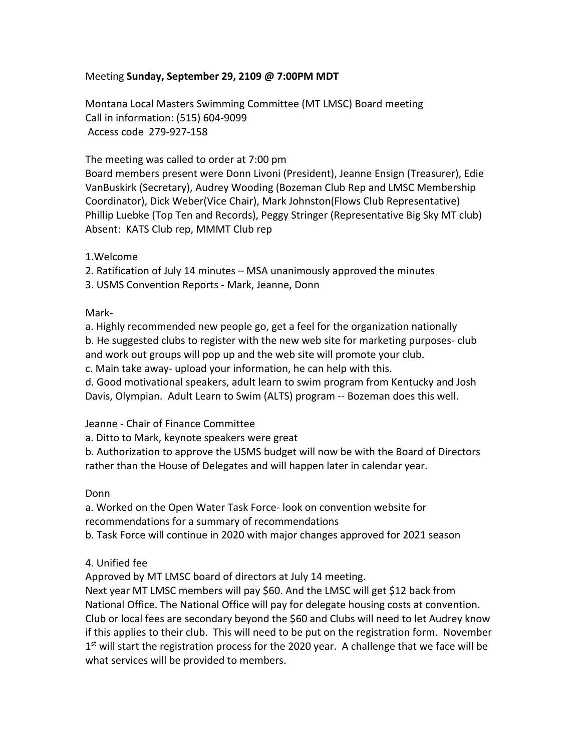Meeting **Sunday, September 29, 2109 @ 7:00PM MDT**

Montana Local Masters Swimming Committee (MT LMSC) Board meeting
Call in information: (515) 604-9099
Access code 279-927-158

The meeting was called to order at 7:00 pm
Board members present were Donn Livoni (President), Jeanne Ensign (Treasurer), Edie VanBuskirk (Secretary), Audrey Wooding (Bozeman Club Rep and LMSC Membership Coordinator), Dick Weber(Vice Chair), Mark Johnston(Flows Club Representative) Phillip Luebke (Top Ten and Records), Peggy Stringer (Representative Big Sky MT club)
Absent: KATS Club rep, MMMT Club rep

1.Welcome
2. Ratification of July 14 minutes – MSA unanimously approved the minutes
3. USMS Convention Reports - Mark, Jeanne, Donn

Mark-
a. Highly recommended new people go, get a feel for the organization nationally
b. He suggested clubs to register with the new web site for marketing purposes- club and work out groups will pop up and the web site will promote your club.
c. Main take away- upload your information, he can help with this.
d. Good motivational speakers, adult learn to swim program from Kentucky and Josh Davis, Olympian. Adult Learn to Swim (ALTS) program -- Bozeman does this well.

Jeanne - Chair of Finance Committee
a. Ditto to Mark, keynote speakers were great
b. Authorization to approve the USMS budget will now be with the Board of Directors rather than the House of Delegates and will happen later in calendar year.

Donn
a. Worked on the Open Water Task Force- look on convention website for recommendations for a summary of recommendations
b. Task Force will continue in 2020 with major changes approved for 2021 season

4. Unified fee
Approved by MT LMSC board of directors at July 14 meeting.
Next year MT LMSC members will pay $60. And the LMSC will get $12 back from National Office. The National Office will pay for delegate housing costs at convention. Club or local fees are secondary beyond the $60 and Clubs will need to let Audrey know if this applies to their club. This will need to be put on the registration form. November 1st will start the registration process for the 2020 year. A challenge that we face will be what services will be provided to members.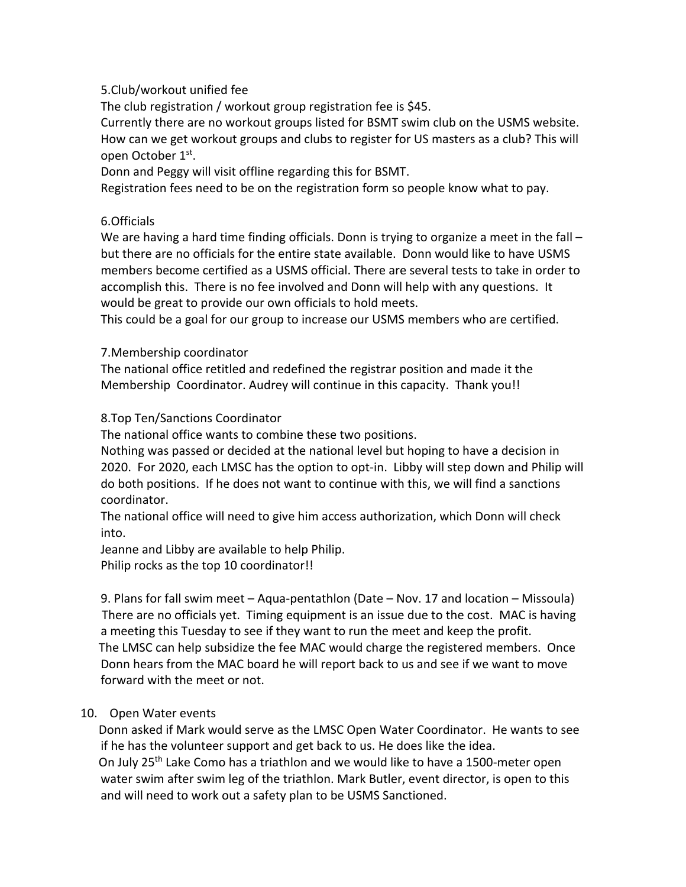5.Club/workout unified fee

The club registration / workout group registration fee is $45.

Currently there are no workout groups listed for BSMT swim club on the USMS website. How can we get workout groups and clubs to register for US masters as a club? This will open October 1st.

Donn and Peggy will visit offline regarding this for BSMT.

Registration fees need to be on the registration form so people know what to pay.

6.Officials

We are having a hard time finding officials. Donn is trying to organize a meet in the fall – but there are no officials for the entire state available. Donn would like to have USMS members become certified as a USMS official. There are several tests to take in order to accomplish this. There is no fee involved and Donn will help with any questions. It would be great to provide our own officials to hold meets.

This could be a goal for our group to increase our USMS members who are certified.

7.Membership coordinator

The national office retitled and redefined the registrar position and made it the Membership Coordinator. Audrey will continue in this capacity. Thank you!!

8.Top Ten/Sanctions Coordinator

The national office wants to combine these two positions.

Nothing was passed or decided at the national level but hoping to have a decision in 2020. For 2020, each LMSC has the option to opt-in. Libby will step down and Philip will do both positions. If he does not want to continue with this, we will find a sanctions coordinator.

The national office will need to give him access authorization, which Donn will check into.

Jeanne and Libby are available to help Philip.

Philip rocks as the top 10 coordinator!!

9. Plans for fall swim meet – Aqua-pentathlon (Date – Nov. 17 and location – Missoula)

There are no officials yet. Timing equipment is an issue due to the cost. MAC is having a meeting this Tuesday to see if they want to run the meet and keep the profit.

The LMSC can help subsidize the fee MAC would charge the registered members. Once Donn hears from the MAC board he will report back to us and see if we want to move forward with the meet or not.

10. Open Water events

Donn asked if Mark would serve as the LMSC Open Water Coordinator. He wants to see if he has the volunteer support and get back to us. He does like the idea.

On July 25th Lake Como has a triathlon and we would like to have a 1500-meter open water swim after swim leg of the triathlon. Mark Butler, event director, is open to this and will need to work out a safety plan to be USMS Sanctioned.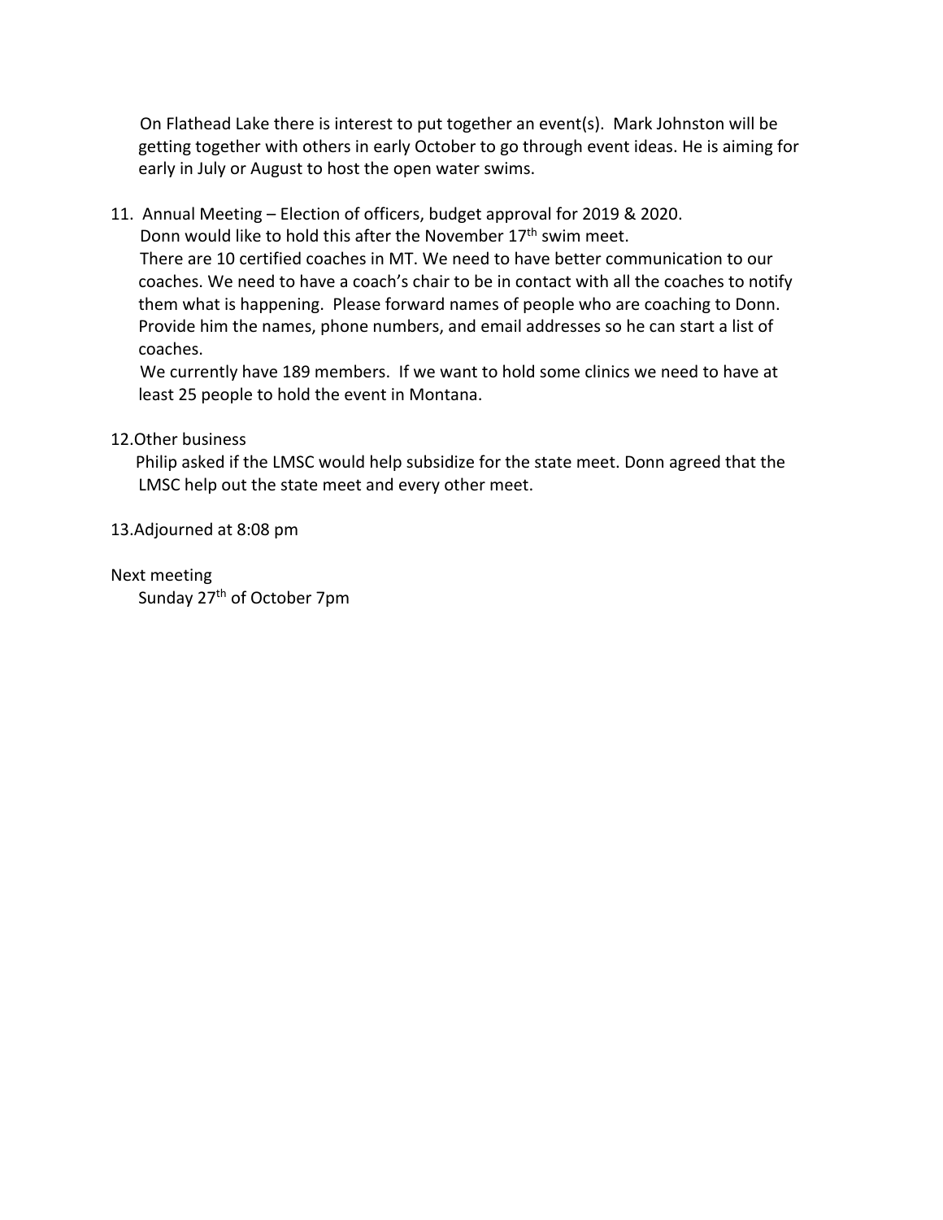On Flathead Lake there is interest to put together an event(s). Mark Johnston will be getting together with others in early October to go through event ideas. He is aiming for early in July or August to host the open water swims.

11. Annual Meeting – Election of officers, budget approval for 2019 & 2020.

    Donn would like to hold this after the November 17th swim meet.

    There are 10 certified coaches in MT. We need to have better communication to our coaches. We need to have a coach's chair to be in contact with all the coaches to notify them what is happening. Please forward names of people who are coaching to Donn. Provide him the names, phone numbers, and email addresses so he can start a list of coaches.

    We currently have 189 members. If we want to hold some clinics we need to have at least 25 people to hold the event in Montana.

12. Other business

    Philip asked if the LMSC would help subsidize for the state meet. Donn agreed that the LMSC help out the state meet and every other meet.

13. Adjourned at 8:08 pm

Next meeting

Sunday 27th of October 7pm